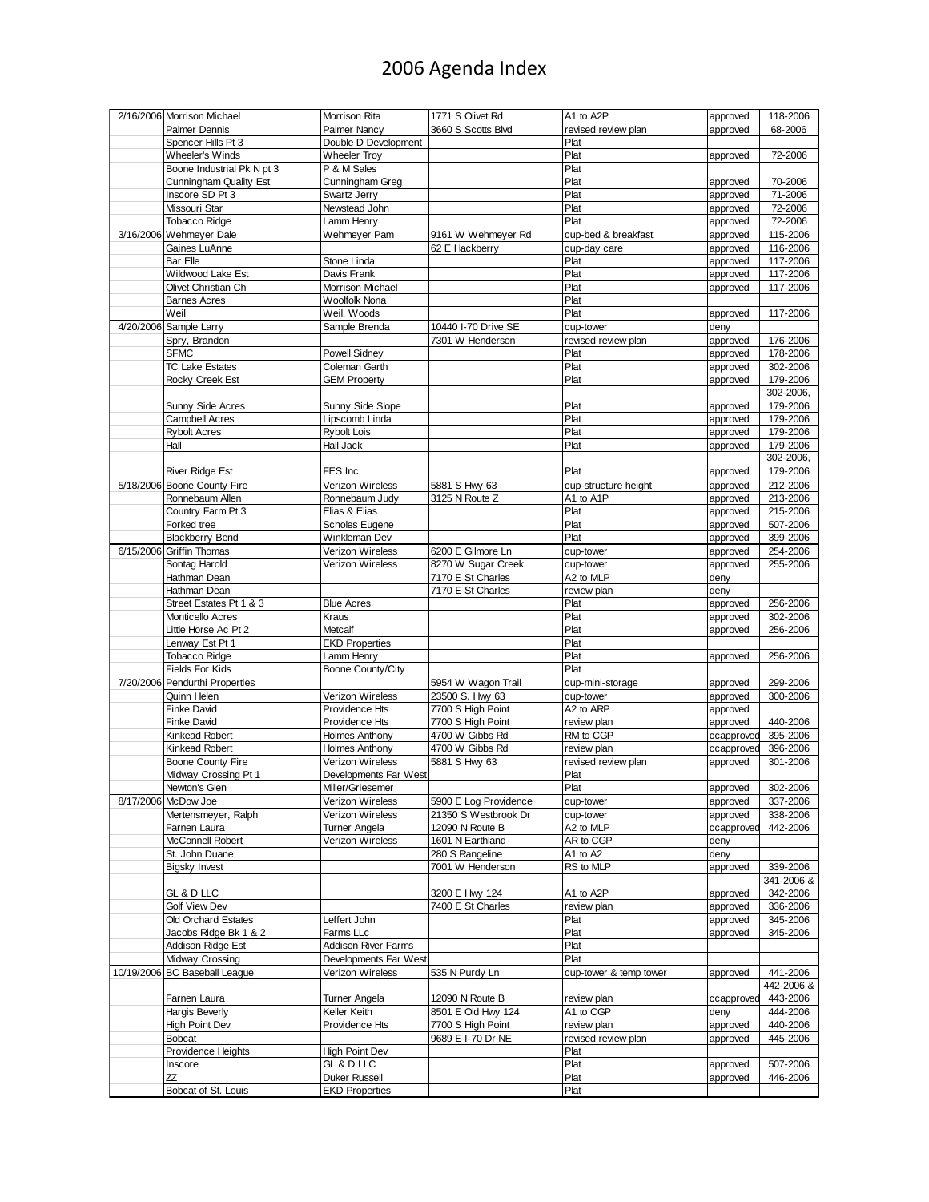# 2006 Agenda Index

| | | | | | | |
|---|---|---|---|---|---|---|
| 2/16/2006 | Morrison Michael | Morrison Rita | 1771 S Olivet Rd | A1 to A2P | approved | 118-2006 |
| | Palmer Dennis | Palmer Nancy | 3660 S Scotts Blvd | revised review plan | approved | 68-2006 |
| | Spencer Hills Pt 3 | Double D Development | | Plat | | |
| | Wheeler's Winds | Wheeler Troy | | Plat | approved | 72-2006 |
| | Boone Industrial Pk N pt 3 | P & M Sales | | Plat | | |
| | Cunningham Quality Est | Cunningham Greg | | Plat | approved | 70-2006 |
| | Inscore SD Pt 3 | Swartz Jerry | | Plat | approved | 71-2006 |
| | Missouri Star | Newstead John | | Plat | approved | 72-2006 |
| | Tobacco Ridge | Lamm Henry | | Plat | approved | 72-2006 |
| 3/16/2006 | Wehmeyer Dale | Wehmeyer Pam | 9161 W Wehmeyer Rd | cup-bed & breakfast | approved | 115-2006 |
| | Gaines LuAnne | | 62 E Hackberry | cup-day care | approved | 116-2006 |
| | Bar Elle | Stone Linda | | Plat | approved | 117-2006 |
| | Wildwood Lake Est | Davis Frank | | Plat | approved | 117-2006 |
| | Olivet Christian Ch | Morrison Michael | | Plat | approved | 117-2006 |
| | Barnes Acres | Woolfolk Nona | | Plat | | |
| | Weil | Weil, Woods | | Plat | approved | 117-2006 |
| 4/20/2006 | Sample Larry | Sample Brenda | 10440 I-70 Drive SE | cup-tower | deny | |
| | Spry, Brandon | | 7301 W Henderson | revised review plan | approved | 176-2006 |
| | SFMC | Powell Sidney | | Plat | approved | 178-2006 |
| | TC Lake Estates | Coleman Garth | | Plat | approved | 302-2006 |
| | Rocky Creek Est | GEM Property | | Plat | approved | 179-2006 |
| | Sunny Side Acres | Sunny Side Slope | | Plat | approved | 302-2006, 179-2006 |
| | Campbell Acres | Lipscomb Linda | | Plat | approved | 179-2006 |
| | Rybolt Acres | Rybolt Lois | | Plat | approved | 179-2006 |
| | Hall | Hall Jack | | Plat | approved | 179-2006 |
| | River Ridge Est | FES Inc | | Plat | approved | 302-2006, 179-2006 |
| 5/18/2006 | Boone County Fire | Verizon Wireless | 5881 S Hwy 63 | cup-structure height | approved | 212-2006 |
| | Ronnebaum Allen | Ronnebaum Judy | 3125 N Route Z | A1 to A1P | approved | 213-2006 |
| | Country Farm Pt 3 | Elias & Elias | | Plat | approved | 215-2006 |
| | Forked tree | Scholes Eugene | | Plat | approved | 507-2006 |
| | Blackberry Bend | Winkleman Dev | | Plat | approved | 399-2006 |
| 6/15/2006 | Griffin Thomas | Verizon Wireless | 6200 E Gilmore Ln | cup-tower | approved | 254-2006 |
| | Sontag Harold | Verizon Wireless | 8270 W Sugar Creek | cup-tower | approved | 255-2006 |
| | Hathman Dean | | 7170 E St Charles | A2 to MLP | deny | |
| | Hathman Dean | | 7170 E St Charles | review plan | deny | |
| | Street Estates Pt 1 & 3 | Blue Acres | | Plat | approved | 256-2006 |
| | Monticello Acres | Kraus | | Plat | approved | 302-2006 |
| | Little Horse Ac Pt 2 | Metcalf | | Plat | approved | 256-2006 |
| | Lenway Est Pt 1 | EKD Properties | | Plat | | |
| | Tobacco Ridge | Lamm Henry | | Plat | approved | 256-2006 |
| | Fields For Kids | Boone County/City | | Plat | | |
| 7/20/2006 | Pendurthi Properties | | 5954 W Wagon Trail | cup-mini-storage | approved | 299-2006 |
| | Quinn Helen | Verizon Wireless | 23500 S. Hwy 63 | cup-tower | approved | 300-2006 |
| | Finke David | Providence Hts | 7700 S High Point | A2 to ARP | approved | |
| | Finke David | Providence Hts | 7700 S High Point | review plan | approved | 440-2006 |
| | Kinkead Robert | Holmes Anthony | 4700 W Gibbs Rd | RM to CGP | ccapproved | 395-2006 |
| | Kinkead Robert | Holmes Anthony | 4700 W Gibbs Rd | review plan | ccapproved | 396-2006 |
| | Boone County Fire | Verizon Wireless | 5881 S Hwy 63 | revised review plan | approved | 301-2006 |
| | Midway Crossing Pt 1 | Developments Far West | | Plat | | |
| | Newton's Glen | Miller/Griesemer | | Plat | approved | 302-2006 |
| 8/17/2006 | McDow Joe | Verizon Wireless | 5900 E Log Providence | cup-tower | approved | 337-2006 |
| | Mertensmeyer, Ralph | Verizon Wireless | 21350 S Westbrook Dr | cup-tower | approved | 338-2006 |
| | Farnen Laura | Turner Angela | 12090 N Route B | A2 to MLP | ccapproved | 442-2006 |
| | McConnell Robert | Verizon Wireless | 1601 N Earthland | AR to CGP | deny | |
| | St. John Duane | | 280 S Rangeline | A1 to A2 | deny | |
| | Bigsky Invest | | 7001 W Henderson | RS to MLP | approved | 339-2006 |
| | GL & D LLC | | 3200 E Hwy 124 | A1 to A2P | approved | 341-2006 & 342-2006 |
| | Golf View Dev | | 7400 E St Charles | review plan | approved | 336-2006 |
| | Old Orchard Estates | Leffert John | | Plat | approved | 345-2006 |
| | Jacobs Ridge Bk 1 & 2 | Farms LLc | | Plat | approved | 345-2006 |
| | Addison Ridge Est | Addison River Farms | | Plat | | |
| | Midway Crossing | Developments Far West | | Plat | | |
| 10/19/2006 | BC Baseball League | Verizon Wireless | 535 N Purdy Ln | cup-tower & temp tower | approved | 441-2006 |
| | Farnen Laura | Turner Angela | 12090 N Route B | review plan | ccapproved | 442-2006 & 443-2006 |
| | Hargis Beverly | Keller Keith | 8501 E Old Hwy 124 | A1 to CGP | deny | 444-2006 |
| | High Point Dev | Providence Hts | 7700 S High Point | review plan | approved | 440-2006 |
| | Bobcat | | 9689 E I-70 Dr NE | revised review plan | approved | 445-2006 |
| | Providence Heights | High Point Dev | | Plat | | |
| | Inscore | GL & D LLC | | Plat | approved | 507-2006 |
| | ZZ | Duker Russell | | Plat | approved | 446-2006 |
| | Bobcat of St. Louis | EKD Properties | | Plat | | |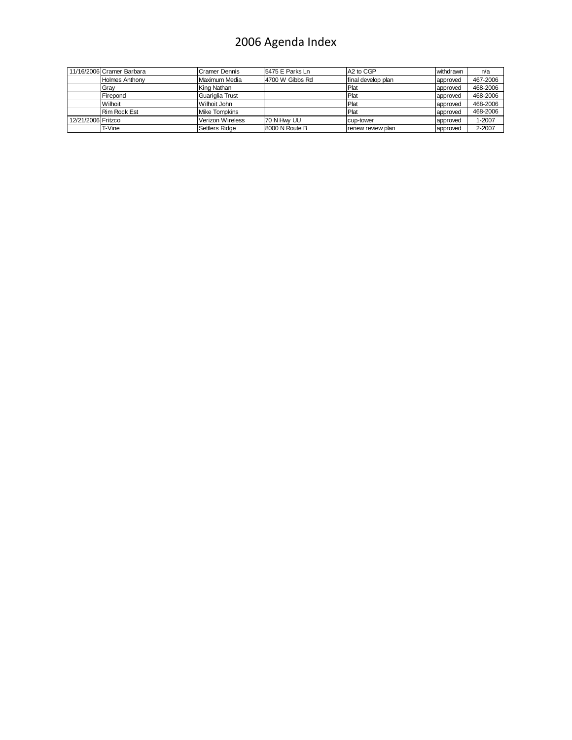# 2006 Agenda Index

| | | | | | | |
|---|---|---|---|---|---|---|
| 11/16/2006 | Cramer Barbara | Cramer Dennis | 5475 E Parks Ln | A2 to CGP | withdrawn | n/a |
| | Holmes Anthony | Maximum Media | 4700 W Gibbs Rd | final develop plan | approved | 467-2006 |
| | Gray | King Nathan | | Plat | approved | 468-2006 |
| | Firepond | Guariglia Trust | | Plat | approved | 468-2006 |
| | Wilhoit | Wilhoit John | | Plat | approved | 468-2006 |
| | Rim Rock Est | Mike Tompkins | | Plat | approved | 468-2006 |
| 12/21/2006 | Fritzco | Verizon Wireless | 70 N Hwy UU | cup-tower | approved | 1-2007 |
| | T-Vine | Settlers Ridge | 8000 N Route B | renew review plan | approved | 2-2007 |